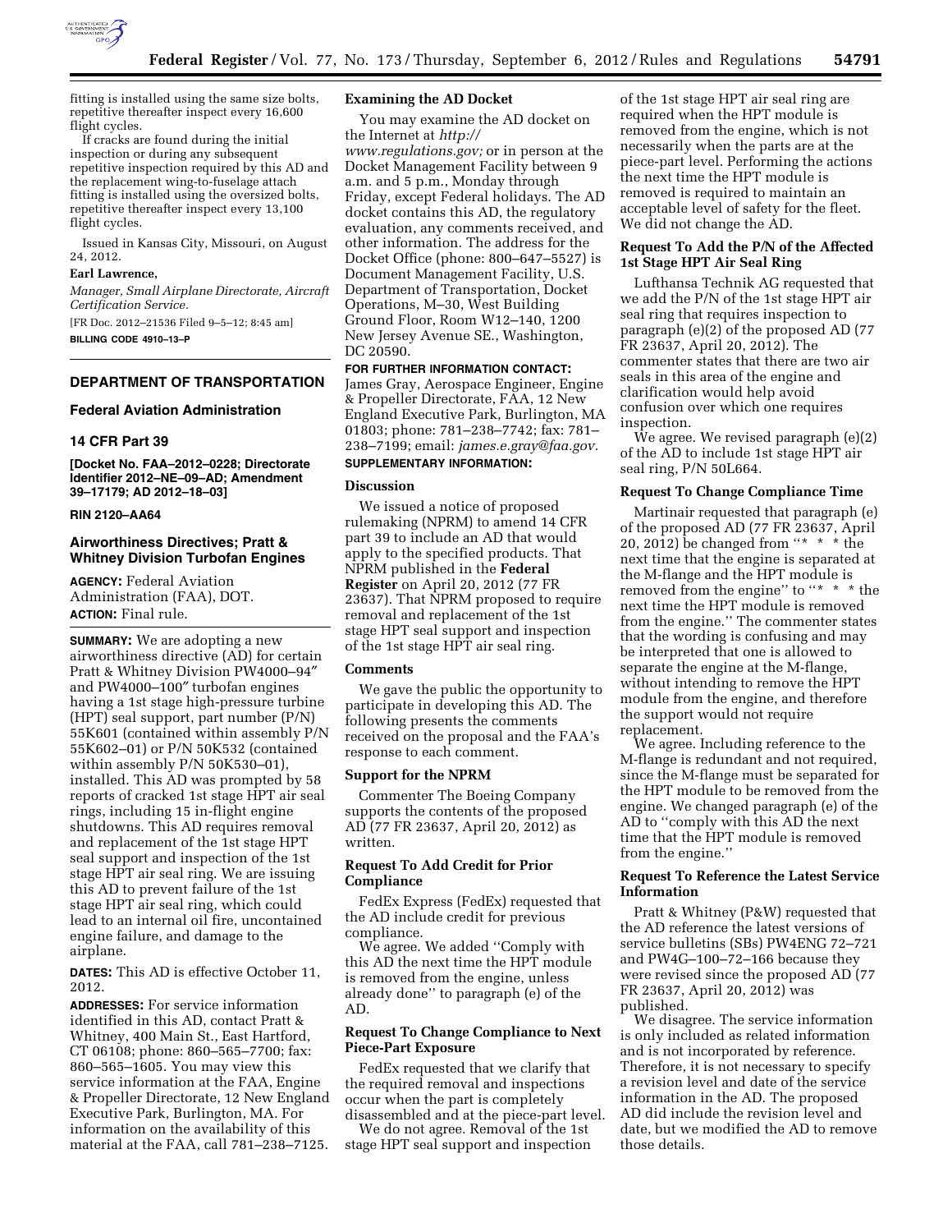fitting is installed using the same size bolts, repetitive thereafter inspect every 16,600 flight cycles.

If cracks are found during the initial inspection or during any subsequent repetitive inspection required by this AD and the replacement wing-to-fuselage attach fitting is installed using the oversized bolts, repetitive thereafter inspect every 13,100 flight cycles.

Issued in Kansas City, Missouri, on August 24, 2012.

**Earl Lawrence,**

*Manager, Small Airplane Directorate, Aircraft Certification Service.*

[FR Doc. 2012–21536 Filed 9–5–12; 8:45 am]

**BILLING CODE 4910–13–P**

---

## DEPARTMENT OF TRANSPORTATION

### Federal Aviation Administration

### 14 CFR Part 39

**[Docket No. FAA–2012–0228; Directorate Identifier 2012–NE–09–AD; Amendment 39–17179; AD 2012–18–03]**

**RIN 2120–AA64**

### Airworthiness Directives; Pratt & Whitney Division Turbofan Engines

**AGENCY:** Federal Aviation Administration (FAA), DOT.

**ACTION:** Final rule.

**SUMMARY:** We are adopting a new airworthiness directive (AD) for certain Pratt & Whitney Division PW4000–94″ and PW4000–100″ turbofan engines having a 1st stage high-pressure turbine (HPT) seal support, part number (P/N) 55K601 (contained within assembly P/N 55K602–01) or P/N 50K532 (contained within assembly P/N 50K530–01), installed. This AD was prompted by 58 reports of cracked 1st stage HPT air seal rings, including 15 in-flight engine shutdowns. This AD requires removal and replacement of the 1st stage HPT seal support and inspection of the 1st stage HPT air seal ring. We are issuing this AD to prevent failure of the 1st stage HPT air seal ring, which could lead to an internal oil fire, uncontained engine failure, and damage to the airplane.

**DATES:** This AD is effective October 11, 2012.

**ADDRESSES:** For service information identified in this AD, contact Pratt & Whitney, 400 Main St., East Hartford, CT 06108; phone: 860–565–7700; fax: 860–565–1605. You may view this service information at the FAA, Engine & Propeller Directorate, 12 New England Executive Park, Burlington, MA. For information on the availability of this material at the FAA, call 781–238–7125.

**Examining the AD Docket**

You may examine the AD docket on the Internet at *http://www.regulations.gov;* or in person at the Docket Management Facility between 9 a.m. and 5 p.m., Monday through Friday, except Federal holidays. The AD docket contains this AD, the regulatory evaluation, any comments received, and other information. The address for the Docket Office (phone: 800–647–5527) is Document Management Facility, U.S. Department of Transportation, Docket Operations, M–30, West Building Ground Floor, Room W12–140, 1200 New Jersey Avenue SE., Washington, DC 20590.

**FOR FURTHER INFORMATION CONTACT:** James Gray, Aerospace Engineer, Engine & Propeller Directorate, FAA, 12 New England Executive Park, Burlington, MA 01803; phone: 781–238–7742; fax: 781–238–7199; email: *james.e.gray@faa.gov.*

**SUPPLEMENTARY INFORMATION:**

**Discussion**

We issued a notice of proposed rulemaking (NPRM) to amend 14 CFR part 39 to include an AD that would apply to the specified products. That NPRM published in the **Federal Register** on April 20, 2012 (77 FR 23637). That NPRM proposed to require removal and replacement of the 1st stage HPT seal support and inspection of the 1st stage HPT air seal ring.

**Comments**

We gave the public the opportunity to participate in developing this AD. The following presents the comments received on the proposal and the FAA's response to each comment.

**Support for the NPRM**

Commenter The Boeing Company supports the contents of the proposed AD (77 FR 23637, April 20, 2012) as written.

**Request To Add Credit for Prior Compliance**

FedEx Express (FedEx) requested that the AD include credit for previous compliance.

We agree. We added ''Comply with this AD the next time the HPT module is removed from the engine, unless already done'' to paragraph (e) of the AD.

**Request To Change Compliance to Next Piece-Part Exposure**

FedEx requested that we clarify that the required removal and inspections occur when the part is completely disassembled and at the piece-part level.

We do not agree. Removal of the 1st stage HPT seal support and inspection of the 1st stage HPT air seal ring are required when the HPT module is removed from the engine, which is not necessarily when the parts are at the piece-part level. Performing the actions the next time the HPT module is removed is required to maintain an acceptable level of safety for the fleet. We did not change the AD.

**Request To Add the P/N of the Affected 1st Stage HPT Air Seal Ring**

Lufthansa Technik AG requested that we add the P/N of the 1st stage HPT air seal ring that requires inspection to paragraph (e)(2) of the proposed AD (77 FR 23637, April 20, 2012). The commenter states that there are two air seals in this area of the engine and clarification would help avoid confusion over which one requires inspection.

We agree. We revised paragraph (e)(2) of the AD to include 1st stage HPT air seal ring, P/N 50L664.

**Request To Change Compliance Time**

Martinair requested that paragraph (e) of the proposed AD (77 FR 23637, April 20, 2012) be changed from ''* * * the next time that the engine is separated at the M-flange and the HPT module is removed from the engine'' to ''* * * the next time the HPT module is removed from the engine.'' The commenter states that the wording is confusing and may be interpreted that one is allowed to separate the engine at the M-flange, without intending to remove the HPT module from the engine, and therefore the support would not require replacement.

We agree. Including reference to the M-flange is redundant and not required, since the M-flange must be separated for the HPT module to be removed from the engine. We changed paragraph (e) of the AD to ''comply with this AD the next time that the HPT module is removed from the engine.''

**Request To Reference the Latest Service Information**

Pratt & Whitney (P&W) requested that the AD reference the latest versions of service bulletins (SBs) PW4ENG 72–721 and PW4G–100–72–166 because they were revised since the proposed AD (77 FR 23637, April 20, 2012) was published.

We disagree. The service information is only included as related information and is not incorporated by reference. Therefore, it is not necessary to specify a revision level and date of the service information in the AD. The proposed AD did include the revision level and date, but we modified the AD to remove those details.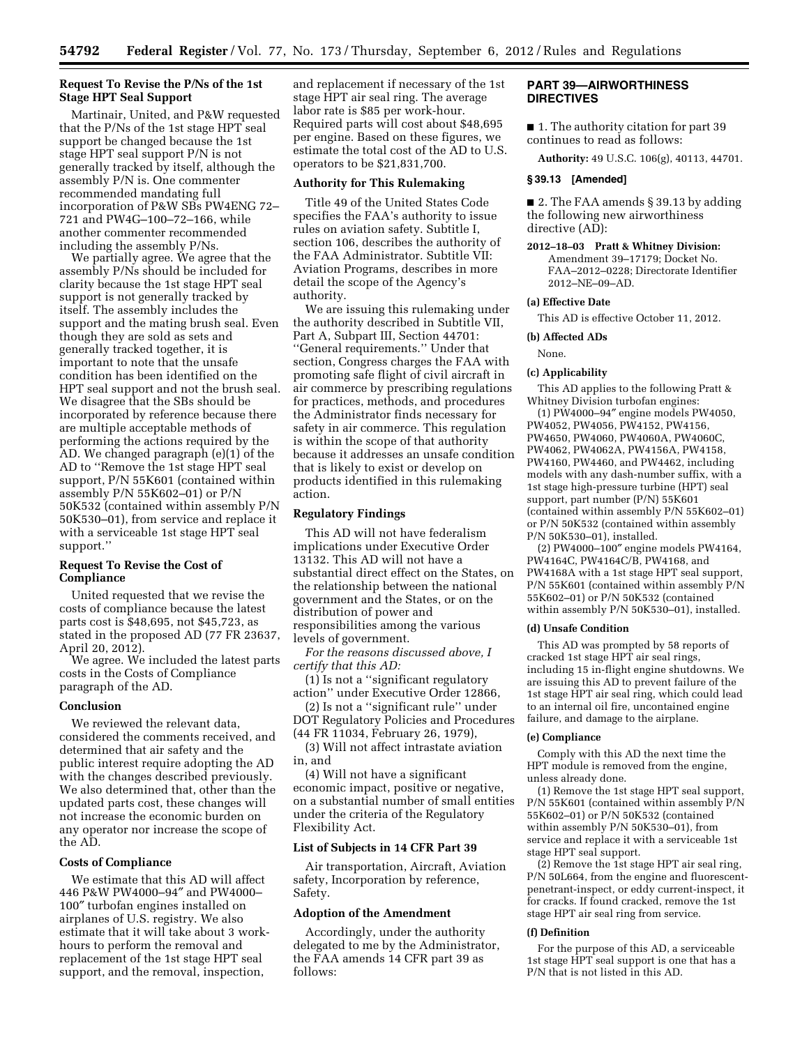### Request To Revise the P/Ns of the 1st Stage HPT Seal Support

Martinair, United, and P&W requested that the P/Ns of the 1st stage HPT seal support be changed because the 1st stage HPT seal support P/N is not generally tracked by itself, although the assembly P/N is. One commenter recommended mandating full incorporation of P&W SBs PW4ENG 72–721 and PW4G–100–72–166, while another commenter recommended including the assembly P/Ns.

We partially agree. We agree that the assembly P/Ns should be included for clarity because the 1st stage HPT seal support is not generally tracked by itself. The assembly includes the support and the mating brush seal. Even though they are sold as sets and generally tracked together, it is important to note that the unsafe condition has been identified on the HPT seal support and not the brush seal. We disagree that the SBs should be incorporated by reference because there are multiple acceptable methods of performing the actions required by the AD. We changed paragraph (e)(1) of the AD to ''Remove the 1st stage HPT seal support, P/N 55K601 (contained within assembly P/N 55K602–01) or P/N 50K532 (contained within assembly P/N 50K530–01), from service and replace it with a serviceable 1st stage HPT seal support.''

### Request To Revise the Cost of Compliance

United requested that we revise the costs of compliance because the latest parts cost is $48,695, not $45,723, as stated in the proposed AD (77 FR 23637, April 20, 2012).

We agree. We included the latest parts costs in the Costs of Compliance paragraph of the AD.

### Conclusion

We reviewed the relevant data, considered the comments received, and determined that air safety and the public interest require adopting the AD with the changes described previously. We also determined that, other than the updated parts cost, these changes will not increase the economic burden on any operator nor increase the scope of the AD.

### Costs of Compliance

We estimate that this AD will affect 446 P&W PW4000–94″ and PW4000–100″ turbofan engines installed on airplanes of U.S. registry. We also estimate that it will take about 3 work-hours to perform the removal and replacement of the 1st stage HPT seal support, and the removal, inspection, and replacement if necessary of the 1st stage HPT air seal ring. The average labor rate is $85 per work-hour. Required parts will cost about $48,695 per engine. Based on these figures, we estimate the total cost of the AD to U.S. operators to be $21,831,700.

### Authority for This Rulemaking

Title 49 of the United States Code specifies the FAA's authority to issue rules on aviation safety. Subtitle I, section 106, describes the authority of the FAA Administrator. Subtitle VII: Aviation Programs, describes in more detail the scope of the Agency's authority.

We are issuing this rulemaking under the authority described in Subtitle VII, Part A, Subpart III, Section 44701: ''General requirements.'' Under that section, Congress charges the FAA with promoting safe flight of civil aircraft in air commerce by prescribing regulations for practices, methods, and procedures the Administrator finds necessary for safety in air commerce. This regulation is within the scope of that authority because it addresses an unsafe condition that is likely to exist or develop on products identified in this rulemaking action.

### Regulatory Findings

This AD will not have federalism implications under Executive Order 13132. This AD will not have a substantial direct effect on the States, on the relationship between the national government and the States, or on the distribution of power and responsibilities among the various levels of government.

*For the reasons discussed above, I certify that this AD:*

(1) Is not a ''significant regulatory action'' under Executive Order 12866,

(2) Is not a ''significant rule'' under DOT Regulatory Policies and Procedures (44 FR 11034, February 26, 1979),

(3) Will not affect intrastate aviation in, and

(4) Will not have a significant economic impact, positive or negative, on a substantial number of small entities under the criteria of the Regulatory Flexibility Act.

### List of Subjects in 14 CFR Part 39

Air transportation, Aircraft, Aviation safety, Incorporation by reference, Safety.

### Adoption of the Amendment

Accordingly, under the authority delegated to me by the Administrator, the FAA amends 14 CFR part 39 as follows:

## PART 39—AIRWORTHINESS DIRECTIVES

■ 1. The authority citation for part 39 continues to read as follows:

**Authority:** 49 U.S.C. 106(g), 40113, 44701.

### § 39.13 [Amended]

■ 2. The FAA amends § 39.13 by adding the following new airworthiness directive (AD):

**2012–18–03 Pratt & Whitney Division:** Amendment 39–17179; Docket No. FAA–2012–0228; Directorate Identifier 2012–NE–09–AD.

#### (a) Effective Date

This AD is effective October 11, 2012.

#### (b) Affected ADs

None.

#### (c) Applicability

This AD applies to the following Pratt & Whitney Division turbofan engines:

(1) PW4000–94″ engine models PW4050, PW4052, PW4056, PW4152, PW4156, PW4650, PW4060, PW4060A, PW4060C, PW4062, PW4062A, PW4156A, PW4158, PW4160, PW4460, and PW4462, including models with any dash-number suffix, with a 1st stage high-pressure turbine (HPT) seal support, part number (P/N) 55K601 (contained within assembly P/N 55K602–01) or P/N 50K532 (contained within assembly P/N 50K530–01), installed.

(2) PW4000–100″ engine models PW4164, PW4164C, PW4164C/B, PW4168, and PW4168A with a 1st stage HPT seal support, P/N 55K601 (contained within assembly P/N 55K602–01) or P/N 50K532 (contained within assembly P/N 50K530–01), installed.

#### (d) Unsafe Condition

This AD was prompted by 58 reports of cracked 1st stage HPT air seal rings, including 15 in-flight engine shutdowns. We are issuing this AD to prevent failure of the 1st stage HPT air seal ring, which could lead to an internal oil fire, uncontained engine failure, and damage to the airplane.

#### (e) Compliance

Comply with this AD the next time the HPT module is removed from the engine, unless already done.

(1) Remove the 1st stage HPT seal support, P/N 55K601 (contained within assembly P/N 55K602–01) or P/N 50K532 (contained within assembly P/N 50K530–01), from service and replace it with a serviceable 1st stage HPT seal support.

(2) Remove the 1st stage HPT air seal ring, P/N 50L664, from the engine and fluorescent-penetrant-inspect, or eddy current-inspect, it for cracks. If found cracked, remove the 1st stage HPT air seal ring from service.

#### (f) Definition

For the purpose of this AD, a serviceable 1st stage HPT seal support is one that has a P/N that is not listed in this AD.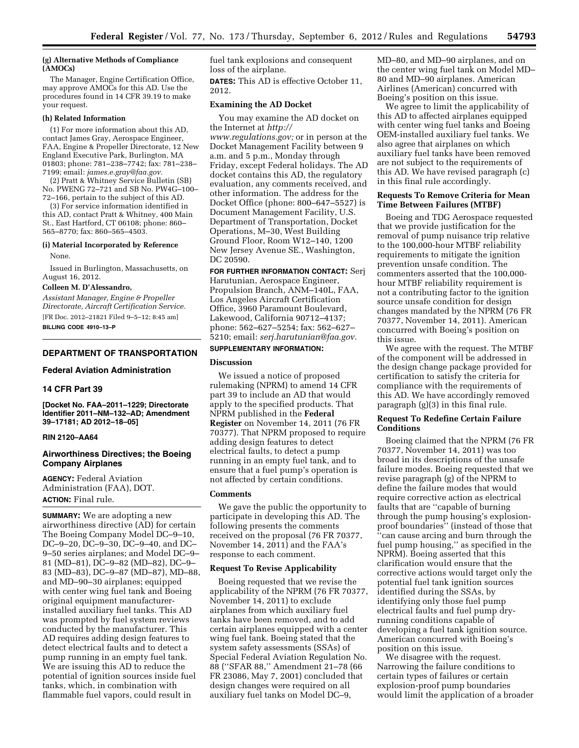**(g) Alternative Methods of Compliance (AMOCs)**

The Manager, Engine Certification Office, may approve AMOCs for this AD. Use the procedures found in 14 CFR 39.19 to make your request.

**(h) Related Information**

(1) For more information about this AD, contact James Gray, Aerospace Engineer, FAA, Engine & Propeller Directorate, 12 New England Executive Park, Burlington, MA 01803; phone: 781–238–7742; fax: 781–238–7199; email: *james.e.gray@faa.gov.*

(2) Pratt & Whitney Service Bulletin (SB) No. PWENG 72–721 and SB No. PW4G–100–72–166, pertain to the subject of this AD.

(3) For service information identified in this AD, contact Pratt & Whitney, 400 Main St., East Hartford, CT 06108; phone: 860–565–8770; fax: 860–565–4503.

**(i) Material Incorporated by Reference**

None.

Issued in Burlington, Massachusetts, on August 16, 2012.

**Colleen M. D'Alessandro,**

*Assistant Manager, Engine & Propeller Directorate, Aircraft Certification Service.*

[FR Doc. 2012–21821 Filed 9–5–12; 8:45 am]

**BILLING CODE 4910–13–P**

---

## DEPARTMENT OF TRANSPORTATION

### Federal Aviation Administration

### 14 CFR Part 39

**[Docket No. FAA–2011–1229; Directorate Identifier 2011–NM–132–AD; Amendment 39–17181; AD 2012–18–05]**

**RIN 2120–AA64**

### Airworthiness Directives; the Boeing Company Airplanes

**AGENCY:** Federal Aviation Administration (FAA), DOT.

**ACTION:** Final rule.

**SUMMARY:** We are adopting a new airworthiness directive (AD) for certain The Boeing Company Model DC–9–10, DC–9–20, DC–9–30, DC–9–40, and DC–9–50 series airplanes; and Model DC–9–81 (MD–81), DC–9–82 (MD–82), DC–9–83 (MD–83), DC–9–87 (MD–87), MD–88, and MD–90–30 airplanes; equipped with center wing fuel tank and Boeing original equipment manufacturer-installed auxiliary fuel tanks. This AD was prompted by fuel system reviews conducted by the manufacturer. This AD requires adding design features to detect electrical faults and to detect a pump running in an empty fuel tank. We are issuing this AD to reduce the potential of ignition sources inside fuel tanks, which, in combination with flammable fuel vapors, could result in fuel tank explosions and consequent loss of the airplane.

**DATES:** This AD is effective October 11, 2012.

**Examining the AD Docket**

You may examine the AD docket on the Internet at *http://www.regulations.gov;* or in person at the Docket Management Facility between 9 a.m. and 5 p.m., Monday through Friday, except Federal holidays. The AD docket contains this AD, the regulatory evaluation, any comments received, and other information. The address for the Docket Office (phone: 800–647–5527) is Document Management Facility, U.S. Department of Transportation, Docket Operations, M–30, West Building Ground Floor, Room W12–140, 1200 New Jersey Avenue SE., Washington, DC 20590.

**FOR FURTHER INFORMATION CONTACT:** Serj Harutunian, Aerospace Engineer, Propulsion Branch, ANM–140L, FAA, Los Angeles Aircraft Certification Office, 3960 Paramount Boulevard, Lakewood, California 90712–4137; phone: 562–627–5254; fax: 562–627–5210; email: *serj.harutunian@faa.gov.*

**SUPPLEMENTARY INFORMATION:**

**Discussion**

We issued a notice of proposed rulemaking (NPRM) to amend 14 CFR part 39 to include an AD that would apply to the specified products. That NPRM published in the **Federal Register** on November 14, 2011 (76 FR 70377). That NPRM proposed to require adding design features to detect electrical faults, to detect a pump running in an empty fuel tank, and to ensure that a fuel pump's operation is not affected by certain conditions.

**Comments**

We gave the public the opportunity to participate in developing this AD. The following presents the comments received on the proposal (76 FR 70377, November 14, 2011) and the FAA's response to each comment.

**Request To Revise Applicability**

Boeing requested that we revise the applicability of the NPRM (76 FR 70377, November 14, 2011) to exclude airplanes from which auxiliary fuel tanks have been removed, and to add certain airplanes equipped with a center wing fuel tank. Boeing stated that the system safety assessments (SSAs) of Special Federal Aviation Regulation No. 88 (''SFAR 88,'' Amendment 21–78 (66 FR 23086, May 7, 2001) concluded that design changes were required on all auxiliary fuel tanks on Model DC–9, MD–80, and MD–90 airplanes, and on the center wing fuel tank on Model MD–80 and MD–90 airplanes. American Airlines (American) concurred with Boeing's position on this issue.

We agree to limit the applicability of this AD to affected airplanes equipped with center wing fuel tanks and Boeing OEM-installed auxiliary fuel tanks. We also agree that airplanes on which auxiliary fuel tanks have been removed are not subject to the requirements of this AD. We have revised paragraph (c) in this final rule accordingly.

**Requests To Remove Criteria for Mean Time Between Failures (MTBF)**

Boeing and TDG Aerospace requested that we provide justification for the removal of pump nuisance trip relative to the 100,000-hour MTBF reliability requirements to mitigate the ignition prevention unsafe condition. The commenters asserted that the 100,000-hour MTBF reliability requirement is not a contributing factor to the ignition source unsafe condition for design changes mandated by the NPRM (76 FR 70377, November 14, 2011). American concurred with Boeing's position on this issue.

We agree with the request. The MTBF of the component will be addressed in the design change package provided for certification to satisfy the criteria for compliance with the requirements of this AD. We have accordingly removed paragraph (g)(3) in this final rule.

**Request To Redefine Certain Failure Conditions**

Boeing claimed that the NPRM (76 FR 70377, November 14, 2011) was too broad in its descriptions of the unsafe failure modes. Boeing requested that we revise paragraph (g) of the NPRM to define the failure modes that would require corrective action as electrical faults that are ''capable of burning through the pump housing's explosion-proof boundaries'' (instead of those that ''can cause arcing and burn through the fuel pump housing,'' as specified in the NPRM). Boeing asserted that this clarification would ensure that the corrective actions would target only the potential fuel tank ignition sources identified during the SSAs, by identifying only those fuel pump electrical faults and fuel pump dry-running conditions capable of developing a fuel tank ignition source. American concurred with Boeing's position on this issue.

We disagree with the request. Narrowing the failure conditions to certain types of failures or certain explosion-proof pump boundaries would limit the application of a broader